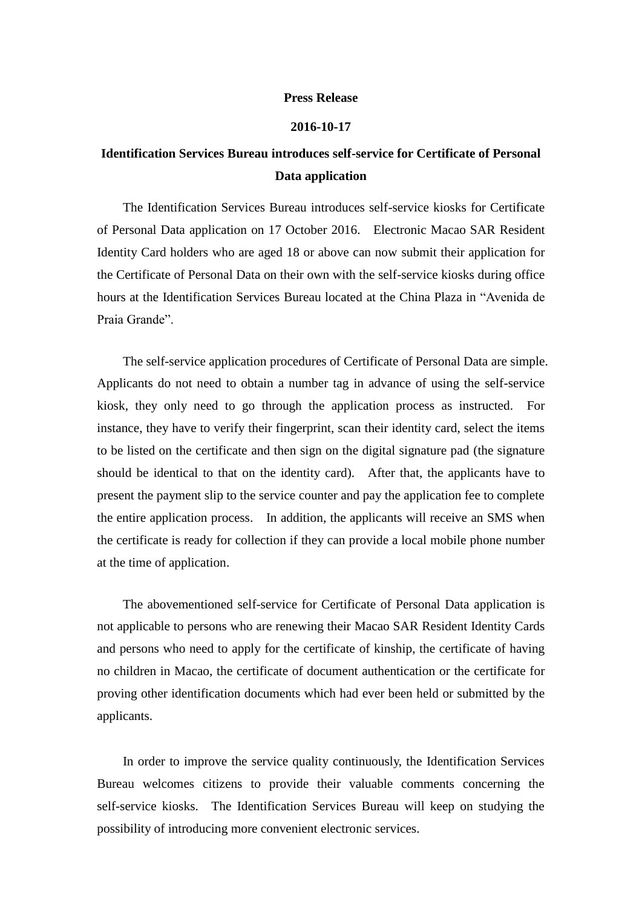**Press Release**

**2016-10-17**

# Identification Services Bureau introduces self-service for Certificate of Personal Data application

The Identification Services Bureau introduces self-service kiosks for Certificate of Personal Data application on 17 October 2016. Electronic Macao SAR Resident Identity Card holders who are aged 18 or above can now submit their application for the Certificate of Personal Data on their own with the self-service kiosks during office hours at the Identification Services Bureau located at the China Plaza in "Avenida de Praia Grande".

The self-service application procedures of Certificate of Personal Data are simple. Applicants do not need to obtain a number tag in advance of using the self-service kiosk, they only need to go through the application process as instructed. For instance, they have to verify their fingerprint, scan their identity card, select the items to be listed on the certificate and then sign on the digital signature pad (the signature should be identical to that on the identity card). After that, the applicants have to present the payment slip to the service counter and pay the application fee to complete the entire application process. In addition, the applicants will receive an SMS when the certificate is ready for collection if they can provide a local mobile phone number at the time of application.

The abovementioned self-service for Certificate of Personal Data application is not applicable to persons who are renewing their Macao SAR Resident Identity Cards and persons who need to apply for the certificate of kinship, the certificate of having no children in Macao, the certificate of document authentication or the certificate for proving other identification documents which had ever been held or submitted by the applicants.

In order to improve the service quality continuously, the Identification Services Bureau welcomes citizens to provide their valuable comments concerning the self-service kiosks. The Identification Services Bureau will keep on studying the possibility of introducing more convenient electronic services.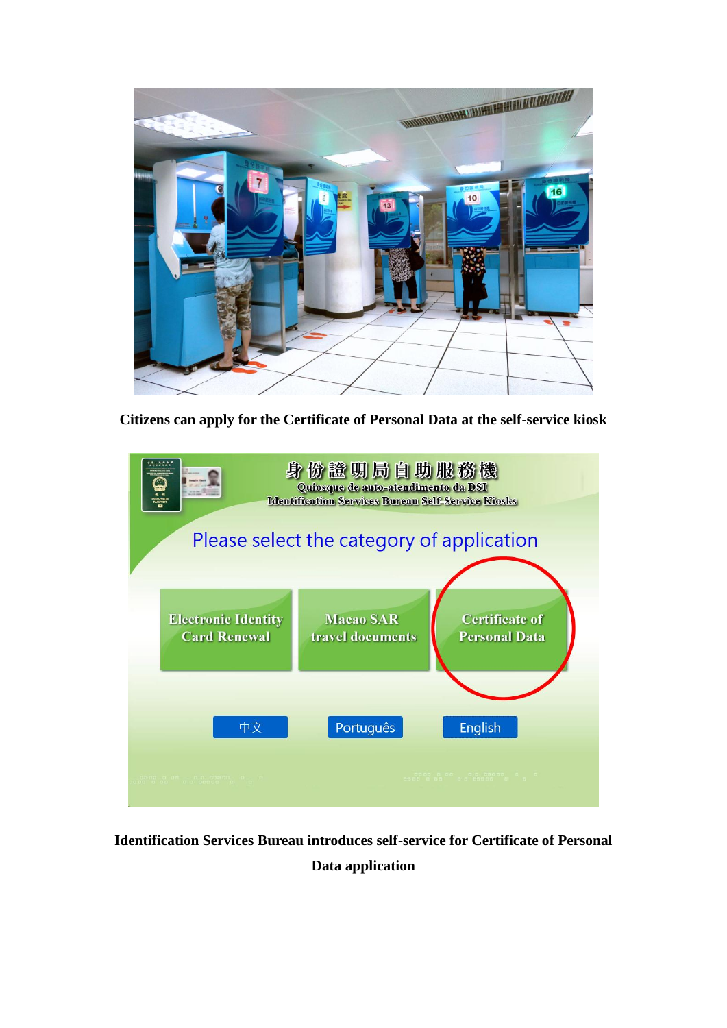**Citizens can apply for the Certificate of Personal Data at the self-service kiosk**

**Identification Services Bureau introduces self-service for Certificate of Personal Data application**